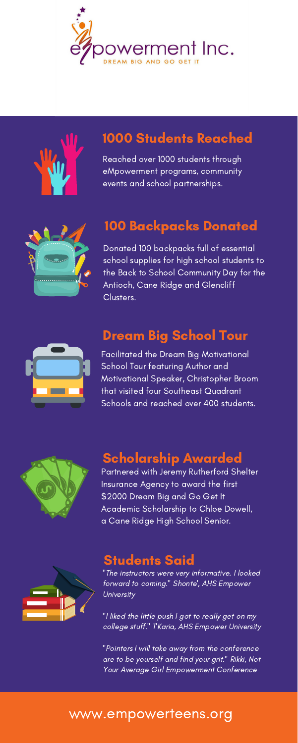eMpowerment Inc.

DREAM BIG AND GO GET IT

## 1000 Students Reached

Reached over 1000 students through eMpowerment programs, community events and school partnerships.

## 100 Backpacks Donated

Donated 100 backpacks full of essential school supplies for high school students to the Back to School Community Day for the Antioch, Cane Ridge and Glencliff Clusters.

## Dream Big School Tour

Facilitated the Dream Big Motivational School Tour featuring Author and Motivational Speaker, Christopher Broom that visited four Southeast Quadrant Schools and reached over 400 students.

## Scholarship Awarded

Partnered with Jeremy Rutherford Shelter Insurance Agency to award the first $2000 Dream Big and Go Get It Academic Scholarship to Chloe Dowell, a Cane Ridge High School Senior.

## Students Said

*"The instructors were very informative. I looked forward to coming." Shonte', AHS Empower University*

*"I liked the little push I got to really get on my college stuff." T'Karia, AHS Empower University*

*"Pointers I will take away from the conference are to be yourself and find your grit." Rikki, Not Your Average Girl Empowerment Conference*

www.empowerteens.org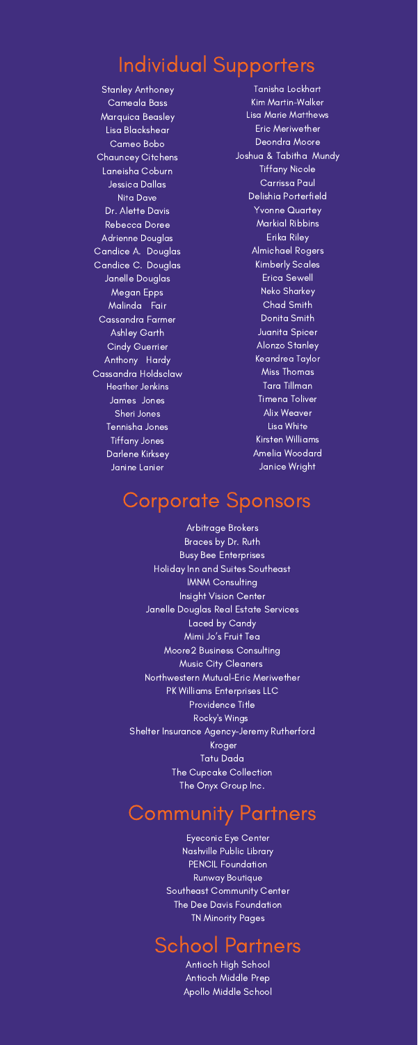# Individual Supporters

Stanley Anthoney
Cameala Bass
Marquica Beasley
Lisa Blackshear
Cameo Bobo
Chauncey Citchens
Laneisha Coburn
Jessica Dallas
Nita Dave
Dr. Alette Davis
Rebecca Doree
Adrienne Douglas
Candice A. Douglas
Candice C. Douglas
Janelle Douglas
Megan Epps
Malinda Fair
Cassandra Farmer
Ashley Garth
Cindy Guerrier
Anthony Hardy
Cassandra Holdsclaw
Heather Jenkins
James Jones
Sheri Jones
Tennisha Jones
Tiffany Jones
Darlene Kirksey
Janine Lanier
Tanisha Lockhart
Kim Martin-Walker
Lisa Marie Matthews
Eric Meriwether
Deondra Moore
Joshua & Tabitha Mundy
Tiffany Nicole
Carrissa Paul
Delishia Porterfield
Yvonne Quartey
Markial Ribbins
Erika Riley
Almichael Rogers
Kimberly Scales
Erica Sewell
Neko Sharkey
Chad Smith
Donita Smith
Juanita Spicer
Alonzo Stanley
Keandrea Taylor
Miss Thomas
Tara Tillman
Timena Toliver
Alix Weaver
Lisa White
Kirsten Williams
Amelia Woodard
Janice Wright

# Corporate Sponsors

Arbitrage Brokers
Braces by Dr. Ruth
Busy Bee Enterprises
Holiday Inn and Suites Southeast
IMNM Consulting
Insight Vision Center
Janelle Douglas Real Estate Services
Laced by Candy
Mimi Jo's Fruit Tea
Moore2 Business Consulting
Music City Cleaners
Northwestern Mutual-Eric Meriwether
PK Williams Enterprises LLC
Providence Title
Rocky's Wings
Shelter Insurance Agency-Jeremy Rutherford
Kroger
Tatu Dada
The Cupcake Collection
The Onyx Group Inc.

# Community Partners

Eyeconic Eye Center
Nashville Public Library
PENCIL Foundation
Runway Boutique
Southeast Community Center
The Dee Davis Foundation
TN Minority Pages

# School Partners

Antioch High School
Antioch Middle Prep
Apollo Middle School